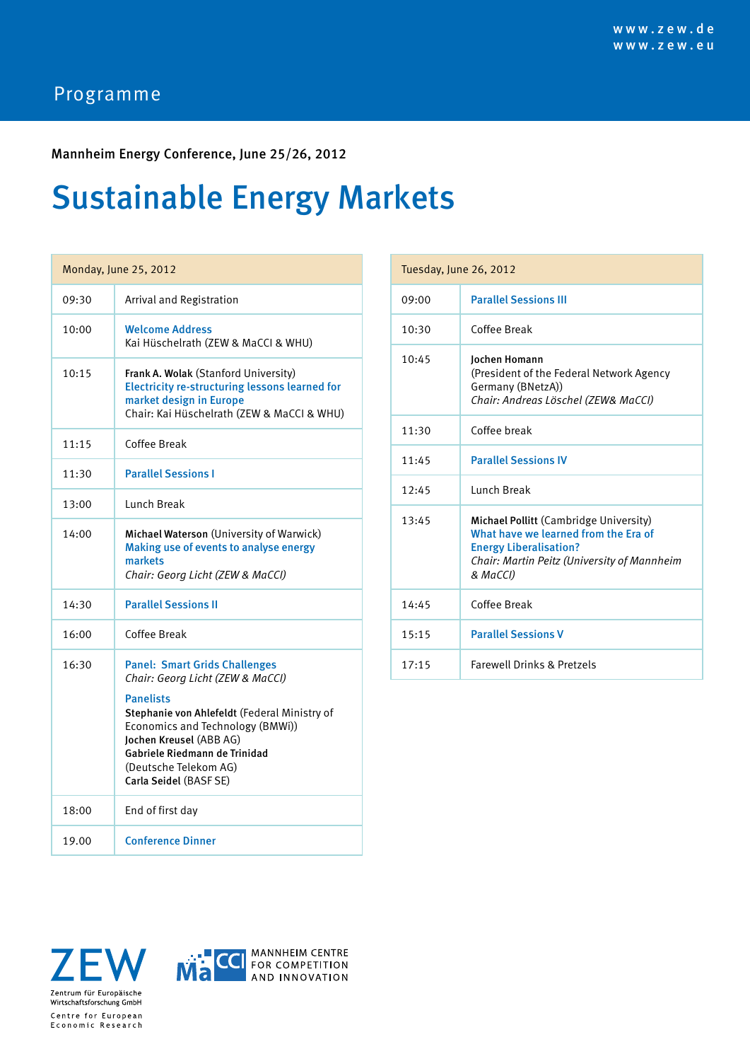www.zew.de
www.zew.eu

Programme

Mannheim Energy Conference, June 25/26, 2012

# Sustainable Energy Markets

| Monday, June 25, 2012 | |
|---|---|
| 09:30 | Arrival and Registration |
| 10:00 | Welcome Address<br>Kai Hüschelrath (ZEW & MaCCI & WHU) |
| 10:15 | **Frank A. Wolak** (Stanford University)<br>Electricity re-structuring lessons learned for market design in Europe<br>Chair: Kai Hüschelrath (ZEW & MaCCI & WHU) |
| 11:15 | Coffee Break |
| 11:30 | Parallel Sessions I |
| 13:00 | Lunch Break |
| 14:00 | **Michael Waterson** (University of Warwick)<br>Making use of events to analyse energy markets<br>*Chair: Georg Licht (ZEW & MaCCI)* |
| 14:30 | Parallel Sessions II |
| 16:00 | Coffee Break |
| 16:30 | Panel: Smart Grids Challenges<br>*Chair: Georg Licht (ZEW & MaCCI)*<br>Panelists<br>**Stephanie von Ahlefeldt** (Federal Ministry of Economics and Technology (BMWi))<br>**Jochen Kreusel** (ABB AG)<br>**Gabriele Riedmann de Trinidad** (Deutsche Telekom AG)<br>**Carla Seidel** (BASF SE) |
| 18:00 | End of first day |
| 19.00 | Conference Dinner |

| Tuesday, June 26, 2012 | |
|---|---|
| 09:00 | Parallel Sessions III |
| 10:30 | Coffee Break |
| 10:45 | **Jochen Homann**<br>(President of the Federal Network Agency Germany (BNetzA))<br>*Chair: Andreas Löschel (ZEW& MaCCI)* |
| 11:30 | Coffee break |
| 11:45 | Parallel Sessions IV |
| 12:45 | Lunch Break |
| 13:45 | **Michael Pollitt** (Cambridge University)<br>What have we learned from the Era of Energy Liberalisation?<br>*Chair: Martin Peitz (University of Mannheim & MaCCI)* |
| 14:45 | Coffee Break |
| 15:15 | Parallel Sessions V |
| 17:15 | Farewell Drinks & Pretzels |

ZEW
Zentrum für Europäische Wirtschaftsforschung GmbH
Centre for European Economic Research

MaCCI
MANNHEIM CENTRE FOR COMPETITION AND INNOVATION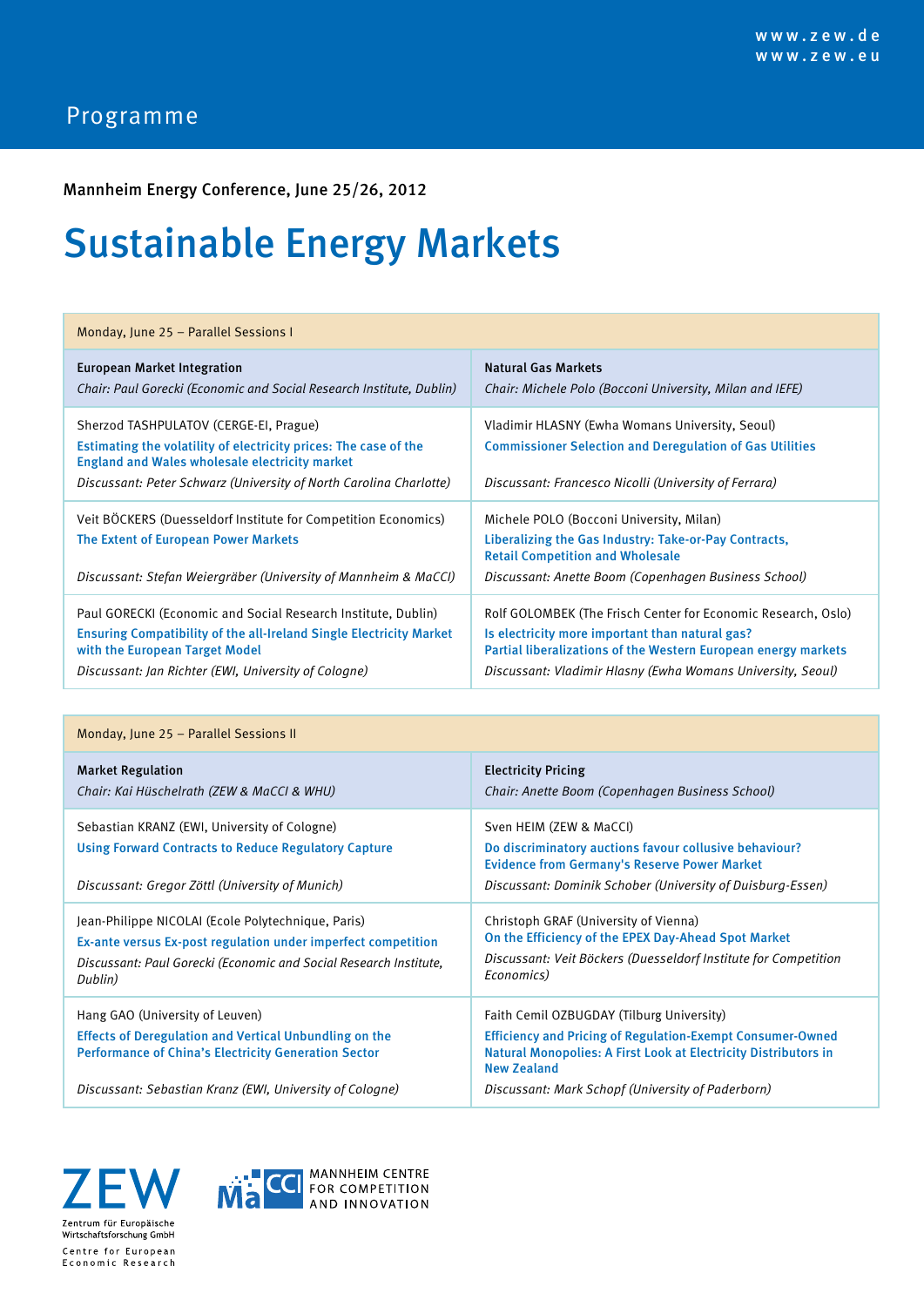www.zew.de
www.zew.eu

Programme

Mannheim Energy Conference, June 25/26, 2012

# Sustainable Energy Markets

| Monday, June 25 – Parallel Sessions I | |
|---|---|
| **European Market Integration**<br>*Chair: Paul Gorecki (Economic and Social Research Institute, Dublin)* | **Natural Gas Markets**<br>*Chair: Michele Polo (Bocconi University, Milan and IEFE)* |
| Sherzod TASHPULATOV (CERGE-EI, Prague)<br>**Estimating the volatility of electricity prices: The case of the England and Wales wholesale electricity market**<br>*Discussant: Peter Schwarz (University of North Carolina Charlotte)* | Vladimir HLASNY (Ewha Womans University, Seoul)<br>**Commissioner Selection and Deregulation of Gas Utilities**<br>*Discussant: Francesco Nicolli (University of Ferrara)* |
| Veit BÖCKERS (Duesseldorf Institute for Competition Economics)<br>**The Extent of European Power Markets**<br>*Discussant: Stefan Weiergräber (University of Mannheim & MaCCI)* | Michele POLO (Bocconi University, Milan)<br>**Liberalizing the Gas Industry: Take-or-Pay Contracts, Retail Competition and Wholesale**<br>*Discussant: Anette Boom (Copenhagen Business School)* |
| Paul GORECKI (Economic and Social Research Institute, Dublin)<br>**Ensuring Compatibility of the all-Ireland Single Electricity Market with the European Target Model**<br>*Discussant: Jan Richter (EWI, University of Cologne)* | Rolf GOLOMBEK (The Frisch Center for Economic Research, Oslo)<br>**Is electricity more important than natural gas? Partial liberalizations of the Western European energy markets**<br>*Discussant: Vladimir Hlasny (Ewha Womans University, Seoul)* |

| Monday, June 25 – Parallel Sessions II | |
|---|---|
| **Market Regulation**<br>*Chair: Kai Hüschelrath (ZEW & MaCCI & WHU)* | **Electricity Pricing**<br>*Chair: Anette Boom (Copenhagen Business School)* |
| Sebastian KRANZ (EWI, University of Cologne)<br>**Using Forward Contracts to Reduce Regulatory Capture**<br>*Discussant: Gregor Zöttl (University of Munich)* | Sven HEIM (ZEW & MaCCI)<br>**Do discriminatory auctions favour collusive behaviour? Evidence from Germany's Reserve Power Market**<br>*Discussant: Dominik Schober (University of Duisburg-Essen)* |
| Jean-Philippe NICOLAI (Ecole Polytechnique, Paris)<br>**Ex-ante versus Ex-post regulation under imperfect competition**<br>*Discussant: Paul Gorecki (Economic and Social Research Institute, Dublin)* | Christoph GRAF (University of Vienna)<br>**On the Efficiency of the EPEX Day-Ahead Spot Market**<br>*Discussant: Veit Böckers (Duesseldorf Institute for Competition Economics)* |
| Hang GAO (University of Leuven)<br>**Effects of Deregulation and Vertical Unbundling on the Performance of China's Electricity Generation Sector**<br>*Discussant: Sebastian Kranz (EWI, University of Cologne)* | Faith Cemil OZBUGDAY (Tilburg University)<br>**Efficiency and Pricing of Regulation-Exempt Consumer-Owned Natural Monopolies: A First Look at Electricity Distributors in New Zealand**<br>*Discussant: Mark Schopf (University of Paderborn)* |

ZEW
Zentrum für Europäische Wirtschaftsforschung GmbH
Centre for European Economic Research

MaCCI
MANNHEIM CENTRE FOR COMPETITION AND INNOVATION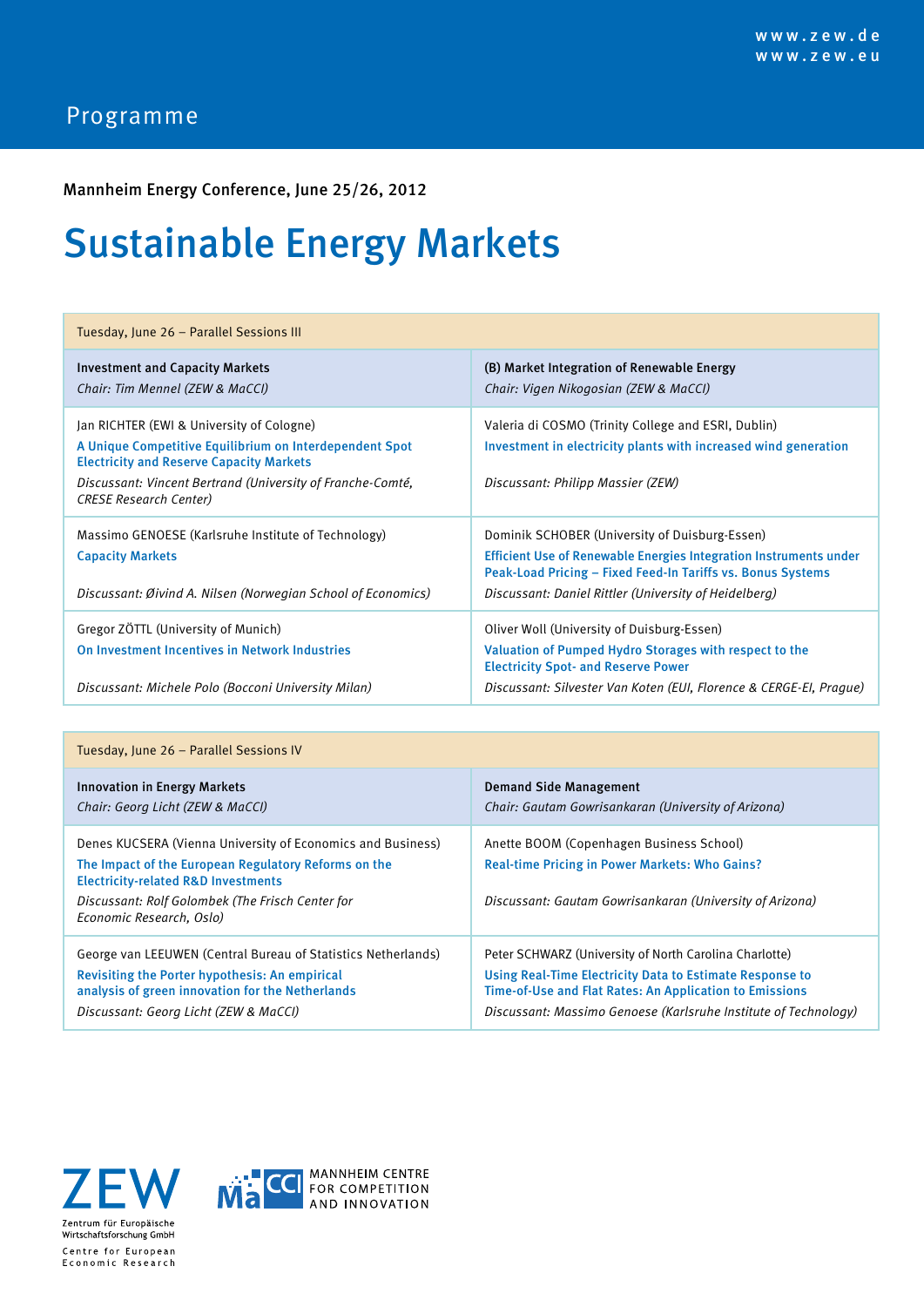www.zew.de
www.zew.eu

Programme

Mannheim Energy Conference, June 25/26, 2012

# Sustainable Energy Markets

| Tuesday, June 26 – Parallel Sessions III | |
|---|---|
| **Investment and Capacity Markets**<br>*Chair: Tim Mennel (ZEW & MaCCI)* | **(B) Market Integration of Renewable Energy**<br>*Chair: Vigen Nikogosian (ZEW & MaCCI)* |
| Jan RICHTER (EWI & University of Cologne)<br>**A Unique Competitive Equilibrium on Interdependent Spot Electricity and Reserve Capacity Markets**<br>*Discussant: Vincent Bertrand (University of Franche-Comté, CRESE Research Center)* | Valeria di COSMO (Trinity College and ESRI, Dublin)<br>**Investment in electricity plants with increased wind generation**<br>*Discussant: Philipp Massier (ZEW)* |
| Massimo GENOESE (Karlsruhe Institute of Technology)<br>**Capacity Markets**<br>*Discussant: Øivind A. Nilsen (Norwegian School of Economics)* | Dominik SCHOBER (University of Duisburg-Essen)<br>**Efficient Use of Renewable Energies Integration Instruments under Peak-Load Pricing – Fixed Feed-In Tariffs vs. Bonus Systems**<br>*Discussant: Daniel Rittler (University of Heidelberg)* |
| Gregor ZÖTTL (University of Munich)<br>**On Investment Incentives in Network Industries**<br>*Discussant: Michele Polo (Bocconi University Milan)* | Oliver Woll (University of Duisburg-Essen)<br>**Valuation of Pumped Hydro Storages with respect to the Electricity Spot- and Reserve Power**<br>*Discussant: Silvester Van Koten (EUI, Florence & CERGE-EI, Prague)* |

| Tuesday, June 26 – Parallel Sessions IV | |
|---|---|
| **Innovation in Energy Markets**<br>*Chair: Georg Licht (ZEW & MaCCI)* | **Demand Side Management**<br>*Chair: Gautam Gowrisankaran (University of Arizona)* |
| Denes KUCSERA (Vienna University of Economics and Business)<br>**The Impact of the European Regulatory Reforms on the Electricity-related R&D Investments**<br>*Discussant: Rolf Golombek (The Frisch Center for Economic Research, Oslo)* | Anette BOOM (Copenhagen Business School)<br>**Real-time Pricing in Power Markets: Who Gains?**<br>*Discussant: Gautam Gowrisankaran (University of Arizona)* |
| George van LEEUWEN (Central Bureau of Statistics Netherlands)<br>**Revisiting the Porter hypothesis: An empirical analysis of green innovation for the Netherlands**<br>*Discussant: Georg Licht (ZEW & MaCCI)* | Peter SCHWARZ (University of North Carolina Charlotte)<br>**Using Real-Time Electricity Data to Estimate Response to Time-of-Use and Flat Rates: An Application to Emissions**<br>*Discussant: Massimo Genoese (Karlsruhe Institute of Technology)* |

ZEW
Zentrum für Europäische Wirtschaftsforschung GmbH
Centre for European Economic Research

MaCCI
MANNHEIM CENTRE FOR COMPETITION AND INNOVATION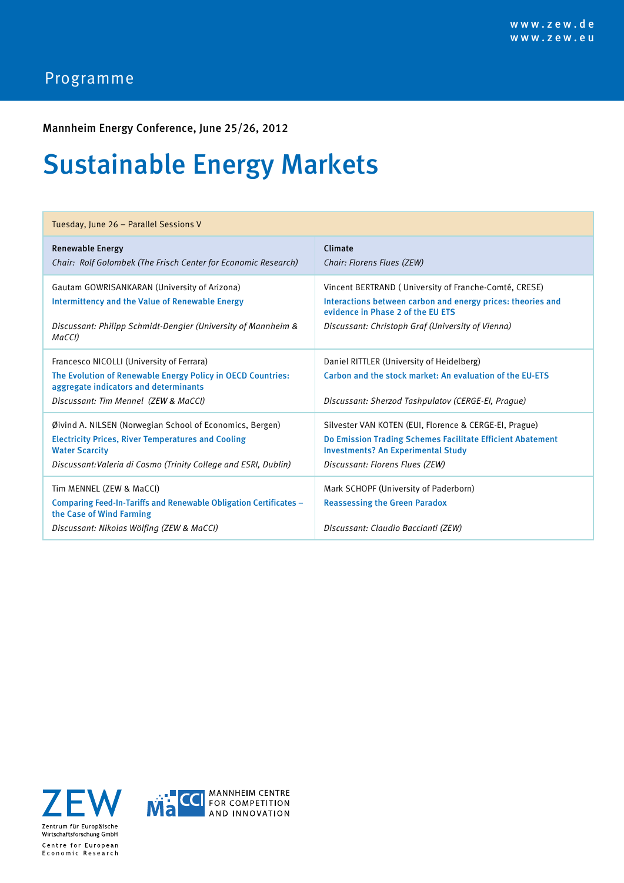www.zew.de
www.zew.eu

# Programme

**Mannheim Energy Conference, June 25/26, 2012**

# Sustainable Energy Markets

| Tuesday, June 26 – Parallel Sessions V | |
|---|---|
| **Renewable Energy**<br>*Chair: Rolf Golombek (The Frisch Center for Economic Research)* | **Climate**<br>*Chair: Florens Flues (ZEW)* |
| Gautam GOWRISANKARAN (University of Arizona)<br>**Intermittency and the Value of Renewable Energy**<br>*Discussant: Philipp Schmidt-Dengler (University of Mannheim & MaCCI)* | Vincent BERTRAND ( University of Franche-Comté, CRESE)<br>**Interactions between carbon and energy prices: theories and evidence in Phase 2 of the EU ETS**<br>*Discussant: Christoph Graf (University of Vienna)* |
| Francesco NICOLLI (University of Ferrara)<br>**The Evolution of Renewable Energy Policy in OECD Countries: aggregate indicators and determinants**<br>*Discussant: Tim Mennel (ZEW & MaCCI)* | Daniel RITTLER (University of Heidelberg)<br>**Carbon and the stock market: An evaluation of the EU-ETS**<br>*Discussant: Sherzod Tashpulatov (CERGE-EI, Prague)* |
| Øivind A. NILSEN (Norwegian School of Economics, Bergen)<br>**Electricity Prices, River Temperatures and Cooling Water Scarcity**<br>*Discussant: Valeria di Cosmo (Trinity College and ESRI, Dublin)* | Silvester VAN KOTEN (EUI, Florence & CERGE-EI, Prague)<br>**Do Emission Trading Schemes Facilitate Efficient Abatement Investments? An Experimental Study**<br>*Discussant: Florens Flues (ZEW)* |
| Tim MENNEL (ZEW & MaCCI)<br>**Comparing Feed-In-Tariffs and Renewable Obligation Certificates – the Case of Wind Farming**<br>*Discussant: Nikolas Wölfing (ZEW & MaCCI)* | Mark SCHOPF (University of Paderborn)<br>**Reassessing the Green Paradox**<br>*Discussant: Claudio Baccianti (ZEW)* |

ZEW
Zentrum für Europäische Wirtschaftsforschung GmbH
Centre for European Economic Research

MaCCI MANNHEIM CENTRE FOR COMPETITION AND INNOVATION